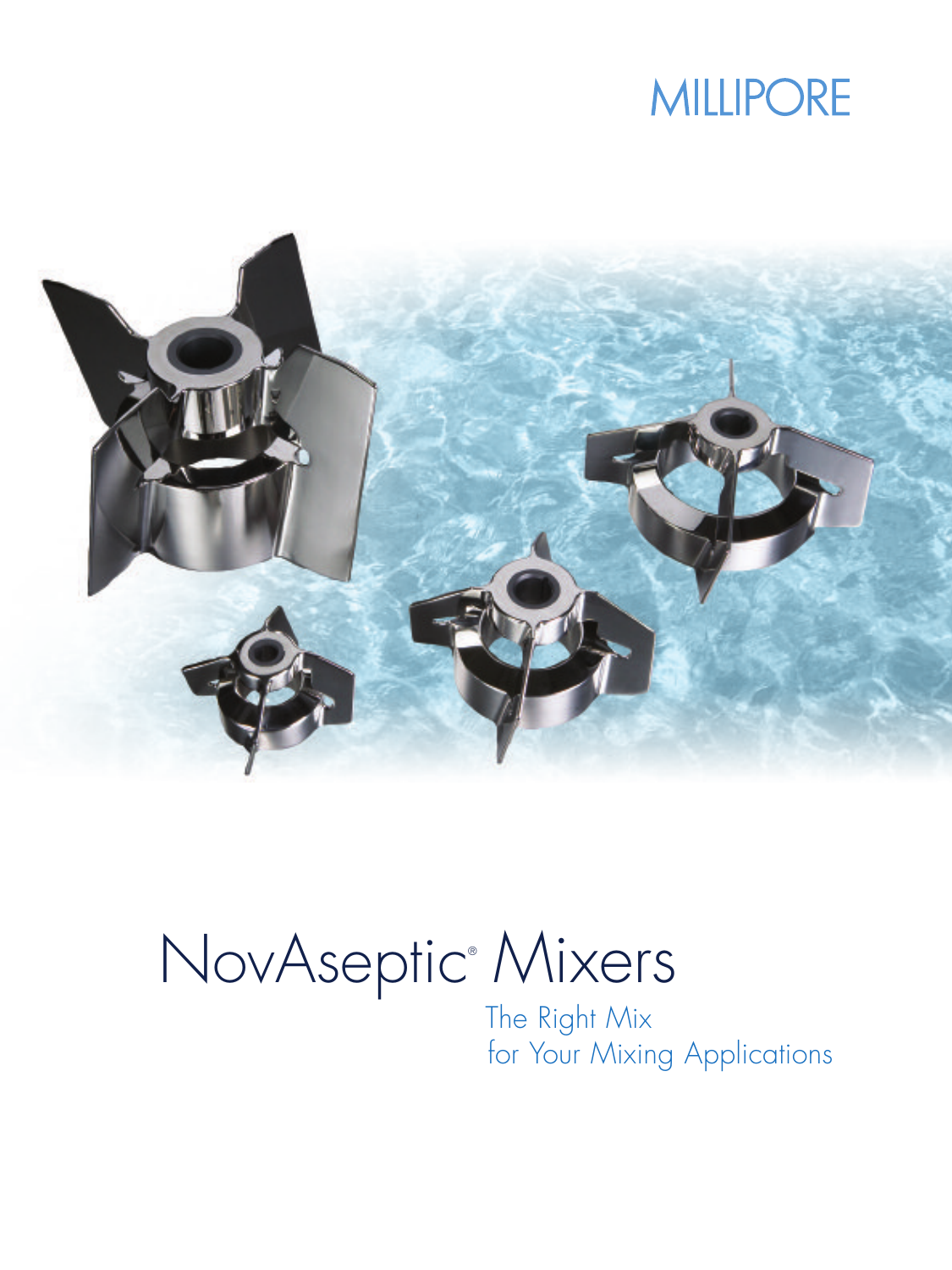MILLIPORE

# NovAseptic® Mixers

The Right Mix
for Your Mixing Applications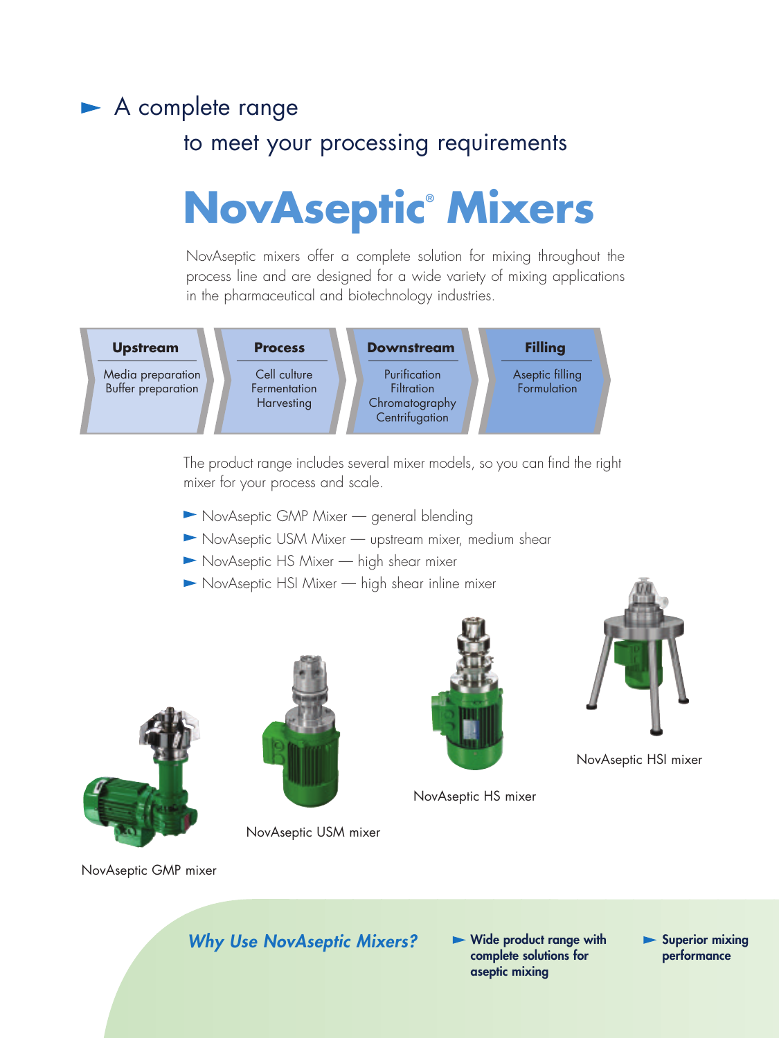## A complete range to meet your processing requirements

# NovAseptic® Mixers

NovAseptic mixers offer a complete solution for mixing throughout the process line and are designed for a wide variety of mixing applications in the pharmaceutical and biotechnology industries.

| Upstream | Process | Downstream | Filling |
|---|---|---|---|
| Media preparation<br>Buffer preparation | Cell culture<br>Fermentation<br>Harvesting | Purification<br>Filtration<br>Chromatography<br>Centrifugation | Aseptic filling<br>Formulation |

The product range includes several mixer models, so you can find the right mixer for your process and scale.

- NovAseptic GMP Mixer — general blending
- NovAseptic USM Mixer — upstream mixer, medium shear
- NovAseptic HS Mixer — high shear mixer
- NovAseptic HSI Mixer — high shear inline mixer

NovAseptic HSI mixer

NovAseptic HS mixer

NovAseptic USM mixer

NovAseptic GMP mixer

***Why Use NovAseptic Mixers?***

- **Wide product range with complete solutions for aseptic mixing**
- **Superior mixing performance**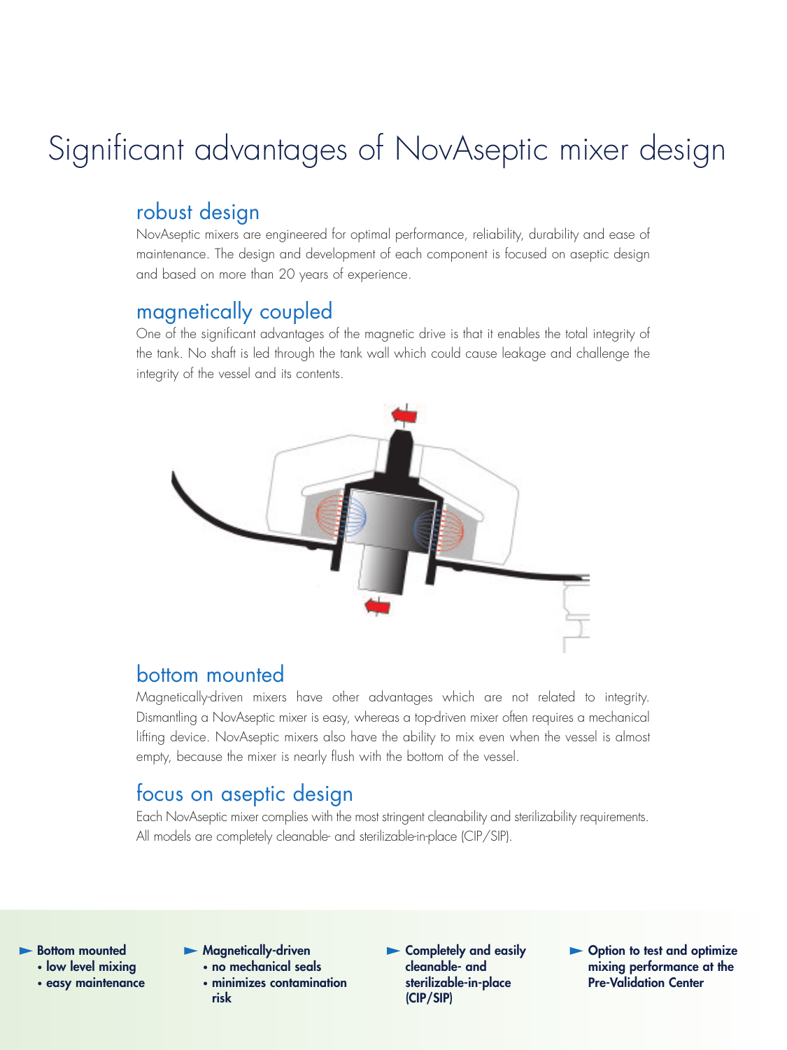# Significant advantages of NovAseptic mixer design

## robust design

NovAseptic mixers are engineered for optimal performance, reliability, durability and ease of maintenance. The design and development of each component is focused on aseptic design and based on more than 20 years of experience.

## magnetically coupled

One of the significant advantages of the magnetic drive is that it enables the total integrity of the tank. No shaft is led through the tank wall which could cause leakage and challenge the integrity of the vessel and its contents.

## bottom mounted

Magnetically-driven mixers have other advantages which are not related to integrity. Dismantling a NovAseptic mixer is easy, whereas a top-driven mixer often requires a mechanical lifting device. NovAseptic mixers also have the ability to mix even when the vessel is almost empty, because the mixer is nearly flush with the bottom of the vessel.

## focus on aseptic design

Each NovAseptic mixer complies with the most stringent cleanability and sterilizability requirements. All models are completely cleanable- and sterilizable-in-place (CIP/SIP).

- **Bottom mounted**
  - **low level mixing**
  - **easy maintenance**
- **Magnetically-driven**
  - **no mechanical seals**
  - **minimizes contamination risk**
- **Completely and easily cleanable- and sterilizable-in-place (CIP/SIP)**
- **Option to test and optimize mixing performance at the Pre-Validation Center**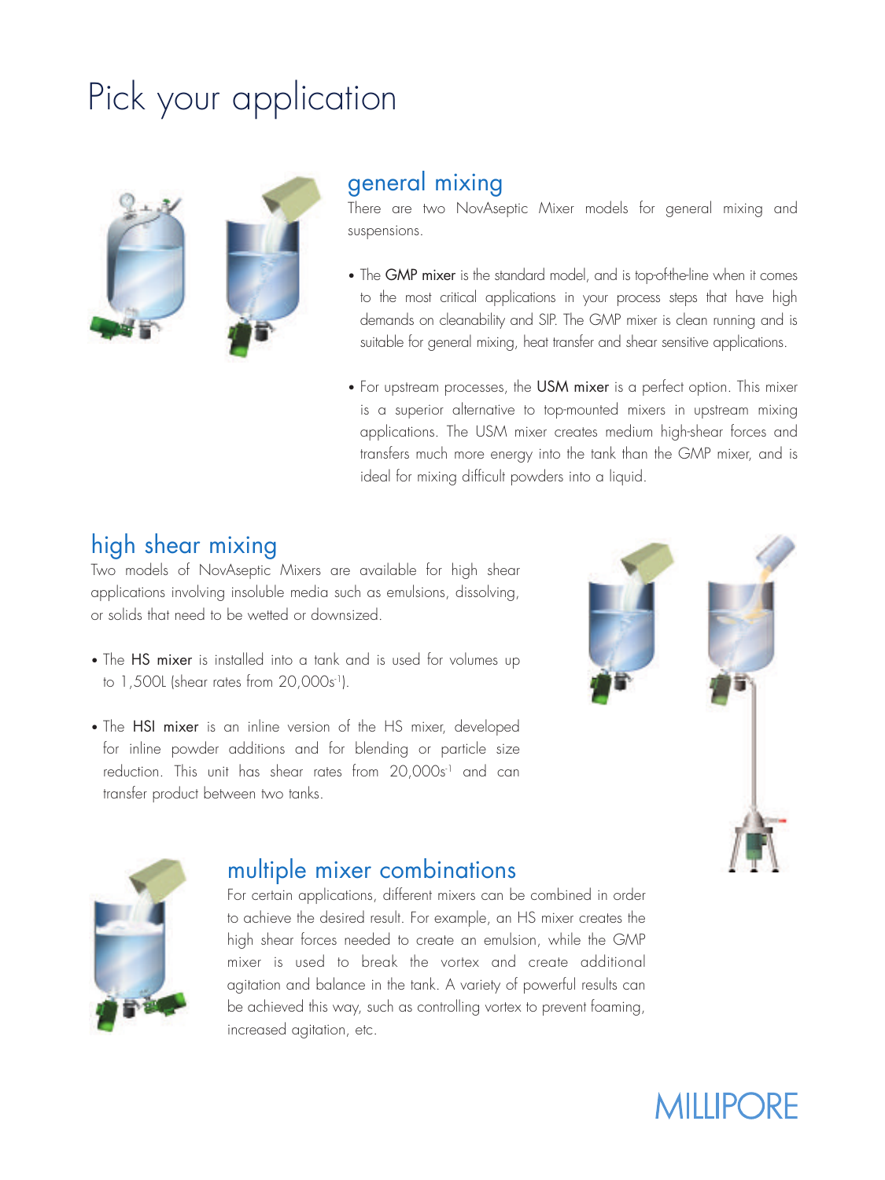# Pick your application

## general mixing

There are two NovAseptic Mixer models for general mixing and suspensions.

- The **GMP mixer** is the standard model, and is top-of-the-line when it comes to the most critical applications in your process steps that have high demands on cleanability and SIP. The GMP mixer is clean running and is suitable for general mixing, heat transfer and shear sensitive applications.

- For upstream processes, the **USM mixer** is a perfect option. This mixer is a superior alternative to top-mounted mixers in upstream mixing applications. The USM mixer creates medium high-shear forces and transfers much more energy into the tank than the GMP mixer, and is ideal for mixing difficult powders into a liquid.

## high shear mixing

Two models of NovAseptic Mixers are available for high shear applications involving insoluble media such as emulsions, dissolving, or solids that need to be wetted or downsized.

- The **HS mixer** is installed into a tank and is used for volumes up to 1,500L (shear rates from 20,000$s^{-1}$).

- The **HSI mixer** is an inline version of the HS mixer, developed for inline powder additions and for blending or particle size reduction. This unit has shear rates from 20,000$s^{-1}$ and can transfer product between two tanks.

## multiple mixer combinations

For certain applications, different mixers can be combined in order to achieve the desired result. For example, an HS mixer creates the high shear forces needed to create an emulsion, while the GMP mixer is used to break the vortex and create additional agitation and balance in the tank. A variety of powerful results can be achieved this way, such as controlling vortex to prevent foaming, increased agitation, etc.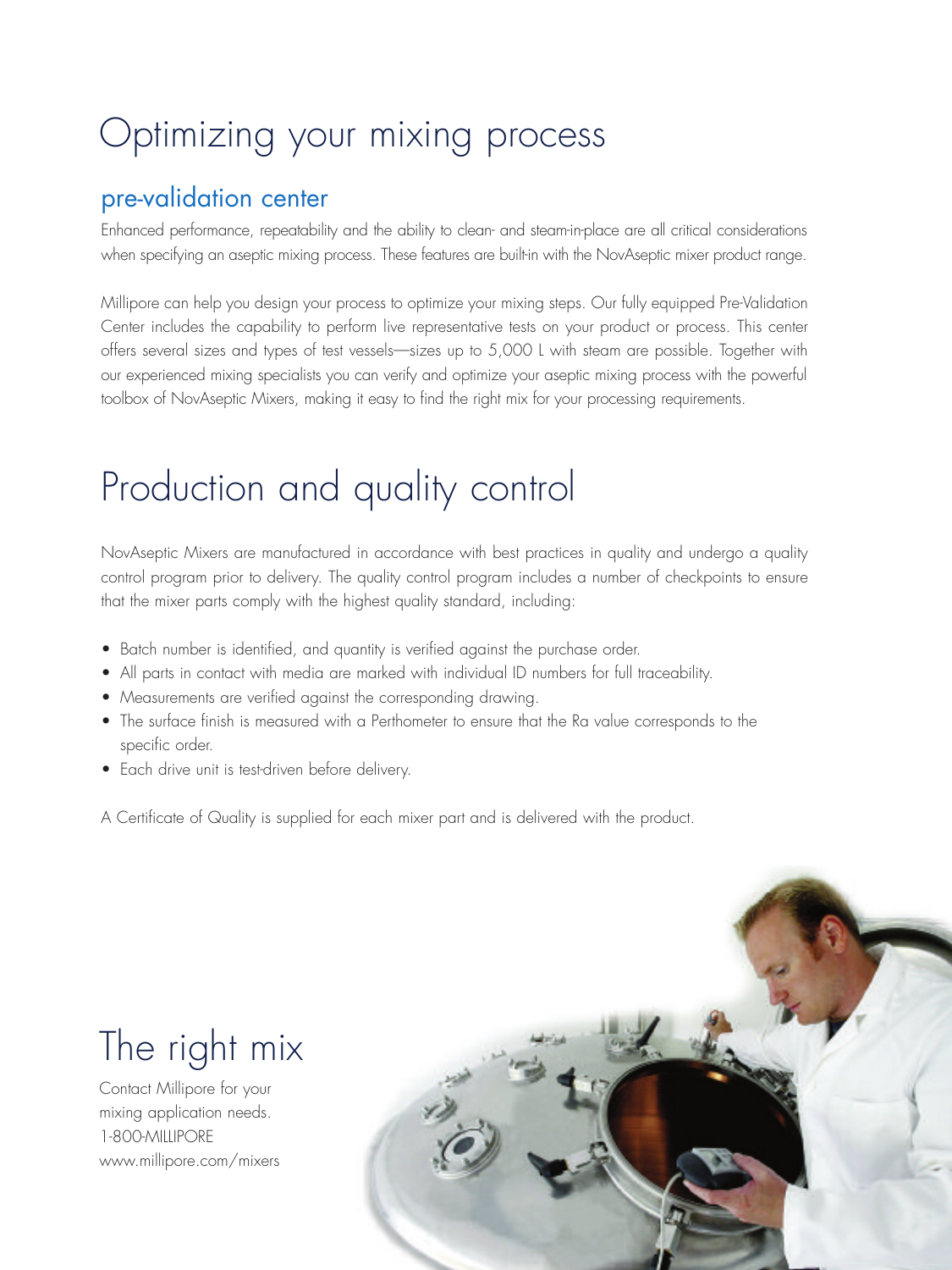# Optimizing your mixing process

## pre-validation center

Enhanced performance, repeatability and the ability to clean- and steam-in-place are all critical considerations when specifying an aseptic mixing process. These features are built-in with the NovAseptic mixer product range.

Millipore can help you design your process to optimize your mixing steps. Our fully equipped Pre-Validation Center includes the capability to perform live representative tests on your product or process. This center offers several sizes and types of test vessels—sizes up to 5,000 L with steam are possible. Together with our experienced mixing specialists you can verify and optimize your aseptic mixing process with the powerful toolbox of NovAseptic Mixers, making it easy to find the right mix for your processing requirements.

# Production and quality control

NovAseptic Mixers are manufactured in accordance with best practices in quality and undergo a quality control program prior to delivery. The quality control program includes a number of checkpoints to ensure that the mixer parts comply with the highest quality standard, including:

- Batch number is identified, and quantity is verified against the purchase order.
- All parts in contact with media are marked with individual ID numbers for full traceability.
- Measurements are verified against the corresponding drawing.
- The surface finish is measured with a Perthometer to ensure that the Ra value corresponds to the specific order.
- Each drive unit is test-driven before delivery.

A Certificate of Quality is supplied for each mixer part and is delivered with the product.

# The right mix

Contact Millipore for your mixing application needs.
1-800-MILLIPORE
www.millipore.com/mixers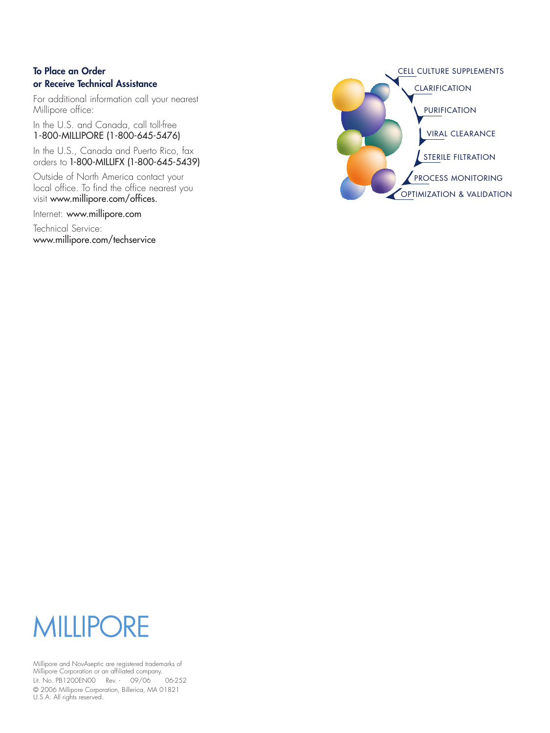**To Place an Order or Receive Technical Assistance**

For additional information call your nearest Millipore office:

In the U.S. and Canada, call toll-free 1-800-MILLIPORE (1-800-645-5476)

In the U.S., Canada and Puerto Rico, fax orders to 1-800-MILLIFX (1-800-645-5439)

Outside of North America contact your local office. To find the office nearest you visit www.millipore.com/offices.

Internet: www.millipore.com

Technical Service: www.millipore.com/techservice

CELL CULTURE SUPPLEMENTS
CLARIFICATION
PURIFICATION
VIRAL CLEARANCE
STERILE FILTRATION
PROCESS MONITORING
OPTIMIZATION & VALIDATION

MILLIPORE

Millipore and NovAseptic are registered trademarks of Millipore Corporation or an affiliated company.
Lit. No. PB1200EN00 Rev. - 09/06 06-252
© 2006 Millipore Corporation, Billerica, MA 01821 U.S.A. All rights reserved.